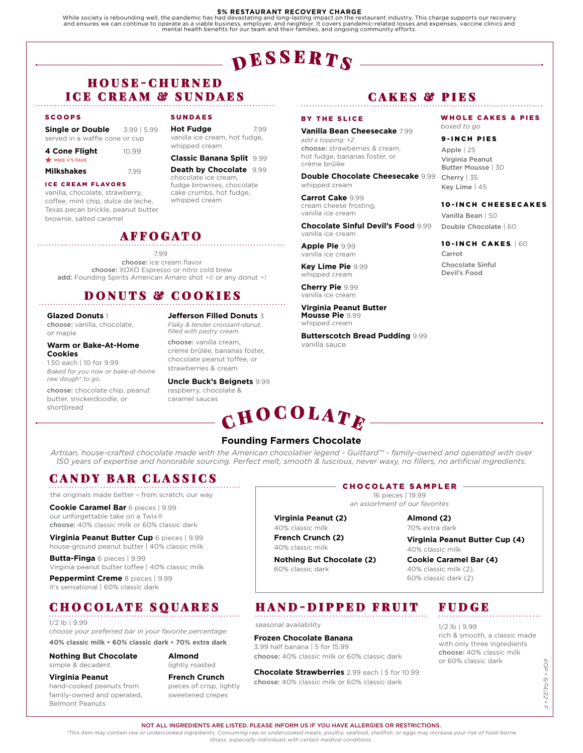**5% RESTAURANT RECOVERY CHARGE**

While society is rebounding well, the pandemic has had devastating and long-lasting impact on the restaurant industry. This charge supports our recovery and ensures we can continue to operate as a viable business, employer, and neighbor. It covers pandemic-related losses and expenses, vaccine clinics and mental health benefits for our team and their families, and ongoing community efforts.

# DESSERTS

## HOUSE-CHURNED ICE CREAM & SUNDAES

### SCOOPS

**Single or Double** 3.99 | 5.99
served in a waffle cone or cup

**4 Cone Flight** 10.99
★ MIKE V'S FAVE

**Milkshakes** 7.99

### ICE CREAM FLAVORS

vanilla, chocolate, strawberry, coffee, mint chip, dulce de leche, Texas pecan brickle, peanut butter brownie, salted caramel

### SUNDAES

**Hot Fudge** 7.99
vanilla ice cream, hot fudge, whipped cream

**Classic Banana Split** 9.99

**Death by Chocolate** 9.99
chocolate ice cream, fudge brownies, chocolate cake crumbs, hot fudge, whipped cream

## AFFOGATO

7.99
**choose:** ice cream flavor
**choose:** XOXO Espresso or nitro cold brew
**add:** Founding Spirits American Amaro shot *+6* or any donut *+1*

## DONUTS & COOKIES

**Glazed Donuts** 1
**choose:** vanilla, chocolate, or maple

**Warm or Bake-At-Home Cookies**
1.50 each | 10 for 9.99
*Baked for you now or bake-at-home raw dough\* to go.*
**choose:** chocolate chip, peanut butter, snickerdoodle, or shortbread

**Jefferson Filled Donuts** 3
*Flaky & tender croissant-donut, filled with pastry cream.*
**choose:** vanilla cream, crème brûlée, bananas foster, chocolate peanut toffee, or strawberries & cream

**Uncle Buck's Beignets** 9.99
raspberry, chocolate & caramel sauces

## CAKES & PIES

### BY THE SLICE

**Vanilla Bean Cheesecake** 7.99
*add a topping: +2*
**choose:** strawberries & cream, hot fudge, bananas foster, or crème brûlée

**Double Chocolate Cheesecake** 9.99
whipped cream

**Carrot Cake** 9.99
cream cheese frosting, vanilla ice cream

**Chocolate Sinful Devil's Food** 9.99
vanilla ice cream

**Apple Pie** 9.99
vanilla ice cream

**Key Lime Pie** 9.99
whipped cream

**Cherry Pie** 9.99
vanilla ice cream

**Virginia Peanut Butter Mousse Pie** 9.99
whipped cream

**Butterscotch Bread Pudding** 9.99
vanilla sauce

### WHOLE CAKES & PIES

*boxed to go*

**9-INCH PIES**

Apple | 25
Virginia Peanut Butter Mousse | 30
Cherry | 35
Key Lime | 45

**10-INCH CHEESECAKES**

Vanilla Bean | 50
Double Chocolate | 60

**10-INCH CAKES** | 60

Carrot
Chocolate Sinful Devil's Food

# CHOCOLATE

## Founding Farmers Chocolate

*Artisan, house-crafted chocolate made with the American chocolatier legend - Guittard™ - family-owned and operated with over 150 years of expertise and honorable sourcing. Perfect melt, smooth & luscious, never waxy, no fillers, no artificial ingredients.*

## CANDY BAR CLASSICS

the originals made better – from scratch, our way

**Cookie Caramel Bar** 6 pieces | 9.99
our unforgettable take on a Twix®
**choose:** 40% classic milk or 60% classic dark

**Virginia Peanut Butter Cup** 6 pieces | 9.99
house-ground peanut butter | 40% classic milk

**Butta-Finga** 6 pieces | 9.99
Virginia peanut butter toffee | 40% classic milk

**Peppermint Creme** 8 pieces | 9.99
it's sensational | 60% classic dark

## CHOCOLATE SAMPLER

16 pieces | 19.99
*an assortment of our favorites*

**Virginia Peanut (2)**
40% classic milk

**French Crunch (2)**
40% classic milk

**Nothing But Chocolate (2)**
60% classic dark

**Almond (2)**
70% extra dark

**Virginia Peanut Butter Cup (4)**
40% classic milk

**Cookie Caramel Bar (4)**
40% classic milk (2), 60% classic dark (2)

## CHOCOLATE SQUARES

1/2 lb | 9.99
*choose your preferred bar in your favorite percentage:*
**40% classic milk • 60% classic dark • 70% extra dark**

**Nothing But Chocolate**
simple & decadent

**Virginia Peanut**
hand-cooked peanuts from family-owned and operated, Belmont Peanuts

**Almond**
lightly roasted

**French Crunch**
pieces of crisp, lightly sweetened crepes

## HAND-DIPPED FRUIT

seasonal availability

**Frozen Chocolate Banana**
3.99 half banana | 5 for 15.99
**choose:** 40% classic milk or 60% classic dark

**Chocolate Strawberries** 2.99 each | 5 for 10.99
**choose:** 40% classic milk or 60% classic dark

## FUDGE

1/2 lb | 9.99
rich & smooth, a classic made with only three ingredients
**choose:** 40% classic milk or 60% classic dark

KOP • 6/14/22 • F

**NOT ALL INGREDIENTS ARE LISTED. PLEASE INFORM US IF YOU HAVE ALLERGIES OR RESTRICTIONS.**

*\*This item may contain raw or undercooked ingredients. Consuming raw or undercooked meats, poultry, seafood, shellfish, or eggs may increase your risk of food-borne illness, especially individuals with certain medical conditions.*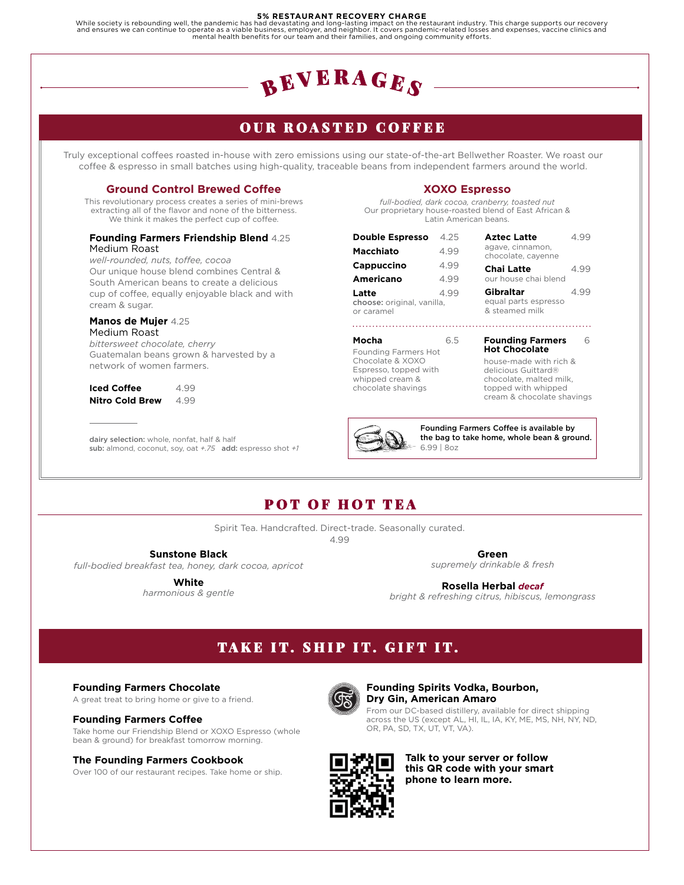**5% RESTAURANT RECOVERY CHARGE**

While society is rebounding well, the pandemic has had devastating and long-lasting impact on the restaurant industry. This charge supports our recovery and ensures we can continue to operate as a viable business, employer, and neighbor. It covers pandemic-related losses and expenses, vaccine clinics and mental health benefits for our team and their families, and ongoing community efforts.

# BEVERAGES

## OUR ROASTED COFFEE

Truly exceptional coffees roasted in-house with zero emissions using our state-of-the-art Bellwether Roaster. We roast our coffee & espresso in small batches using high-quality, traceable beans from independent farmers around the world.

### Ground Control Brewed Coffee

This revolutionary process creates a series of mini-brews extracting all of the flavor and none of the bitterness. We think it makes the perfect cup of coffee.

**Founding Farmers Friendship Blend** 4.25
Medium Roast
*well-rounded, nuts, toffee, cocoa*
Our unique house blend combines Central & South American beans to create a delicious cup of coffee, equally enjoyable black and with cream & sugar.

**Manos de Mujer** 4.25
Medium Roast
*bittersweet chocolate, cherry*
Guatemalan beans grown & harvested by a network of women farmers.

**Iced Coffee** 4.99
**Nitro Cold Brew** 4.99

**dairy selection:** whole, nonfat, half & half
**sub:** almond, coconut, soy, oat *+.75* **add:** espresso shot *+1*

### XOXO Espresso

*full-bodied, dark cocoa, cranberry, toasted nut*
Our proprietary house-roasted blend of East African & Latin American beans.

**Double Espresso** 4.25
**Macchiato** 4.99
**Cappuccino** 4.99
**Americano** 4.99
**Latte** 4.99
**choose:** original, vanilla, or caramel

**Aztec Latte** 4.99
agave, cinnamon, chocolate, cayenne

**Chai Latte** 4.99
our house chai blend

**Gibraltar** 4.99
equal parts espresso & steamed milk

**Mocha** 6.5
Founding Farmers Hot Chocolate & XOXO Espresso, topped with whipped cream & chocolate shavings

**Founding Farmers Hot Chocolate** 6
house-made with rich & delicious Guittard® chocolate, malted milk, topped with whipped cream & chocolate shavings

**Founding Farmers Coffee is available by the bag to take home, whole bean & ground.**
6.99 | 8oz

## POT OF HOT TEA

Spirit Tea. Handcrafted. Direct-trade. Seasonally curated.
4.99

**Sunstone Black**
*full-bodied breakfast tea, honey, dark cocoa, apricot*

**White**
*harmonious & gentle*

**Green**
*supremely drinkable & fresh*

**Rosella Herbal** ***decaf***
*bright & refreshing citrus, hibiscus, lemongrass*

## TAKE IT. SHIP IT. GIFT IT.

**Founding Farmers Chocolate**
A great treat to bring home or give to a friend.

**Founding Farmers Coffee**
Take home our Friendship Blend or XOXO Espresso (whole bean & ground) for breakfast tomorrow morning.

**The Founding Farmers Cookbook**
Over 100 of our restaurant recipes. Take home or ship.

**Founding Spirits Vodka, Bourbon, Dry Gin, American Amaro**
From our DC-based distillery, available for direct shipping across the US (except AL, HI, IL, IA, KY, ME, MS, NH, NY, ND, OR, PA, SD, TX, UT, VT, VA).

**Talk to your server or follow this QR code with your smart phone to learn more.**